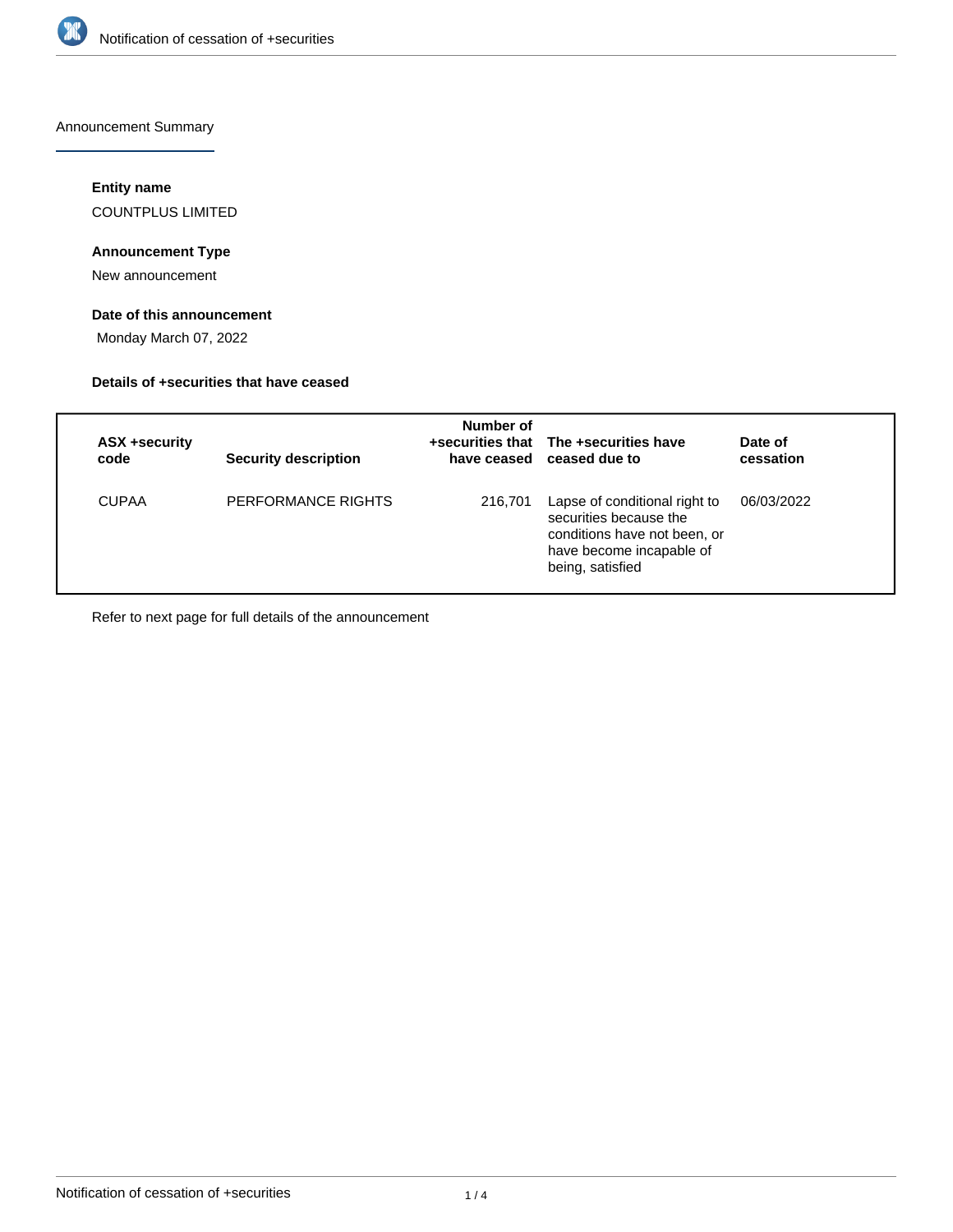Notification of cessation of +securities

## Announcement Summary

### Entity name

COUNTPLUS LIMITED

### Announcement Type

New announcement

### Date of this announcement

Monday March 07, 2022

### Details of +securities that have ceased

| ASX +security code | Security description | Number of +securities that have ceased | The +securities have ceased due to | Date of cessation |
|---|---|---|---|---|
| CUPAA | PERFORMANCE RIGHTS | 216,701 | Lapse of conditional right to securities because the conditions have not been, or have become incapable of being, satisfied | 06/03/2022 |

Refer to next page for full details of the announcement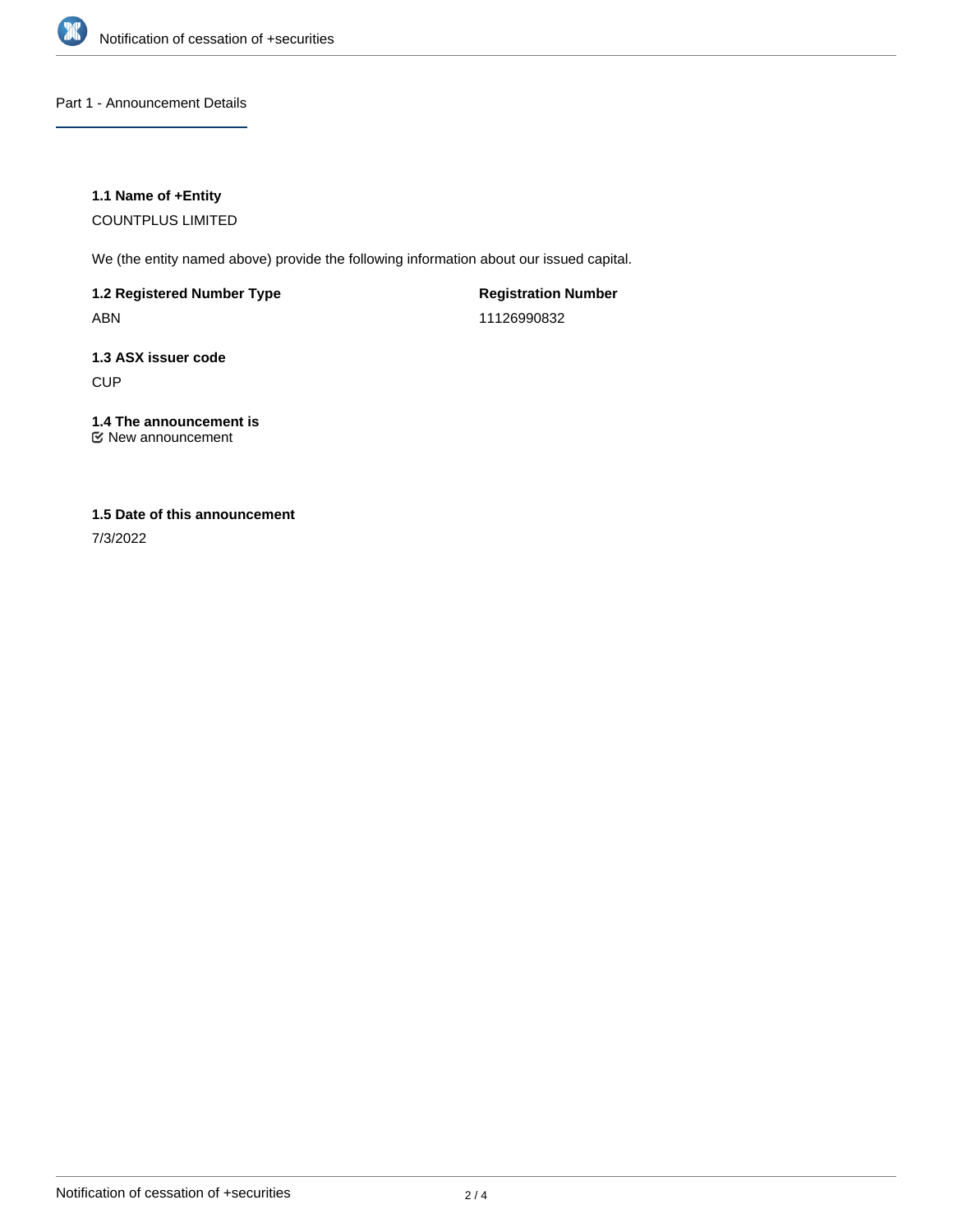## Part 1 - Announcement Details

### 1.1 Name of +Entity

COUNTPLUS LIMITED

We (the entity named above) provide the following information about our issued capital.

| 1.2 Registered Number Type | Registration Number |
| --- | --- |
| ABN | 11126990832 |

### 1.3 ASX issuer code

CUP

### 1.4 The announcement is

☑ New announcement

### 1.5 Date of this announcement

7/3/2022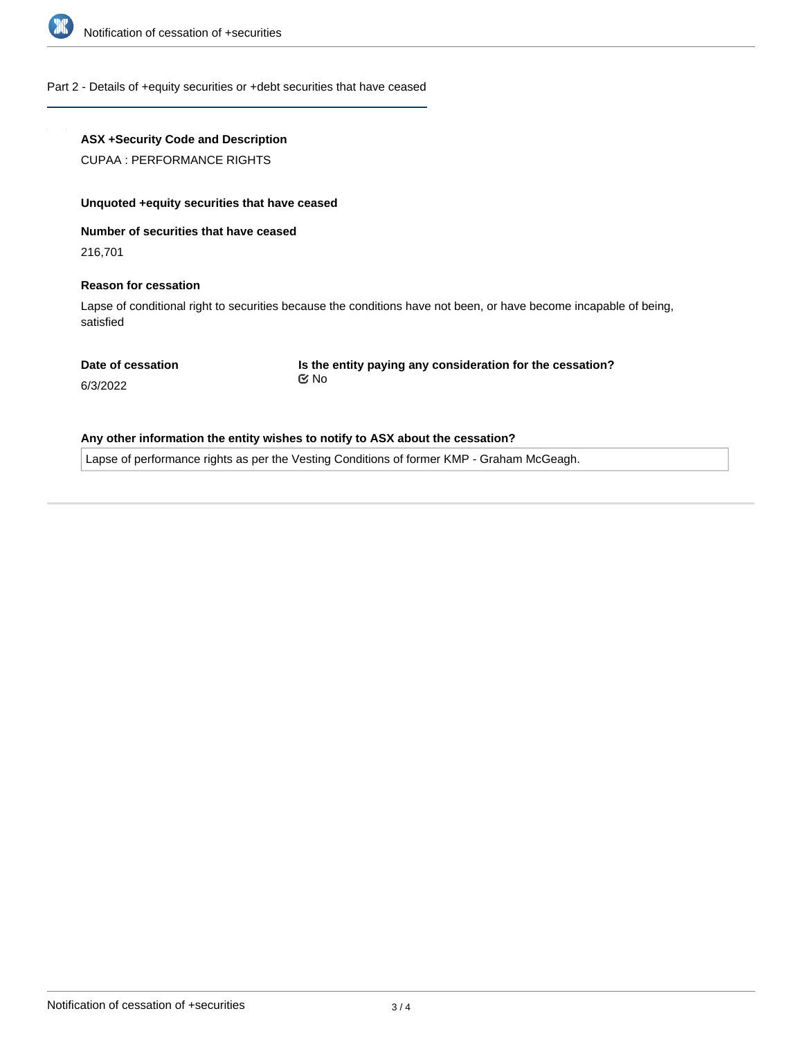## Part 2 - Details of +equity securities or +debt securities that have ceased

**ASX +Security Code and Description**

CUPAA : PERFORMANCE RIGHTS

**Unquoted +equity securities that have ceased**

**Number of securities that have ceased**

216,701

**Reason for cessation**

Lapse of conditional right to securities because the conditions have not been, or have become incapable of being, satisfied

**Date of cessation**

6/3/2022

**Is the entity paying any consideration for the cessation?**

No

**Any other information the entity wishes to notify to ASX about the cessation?**

Lapse of performance rights as per the Vesting Conditions of former KMP - Graham McGeagh.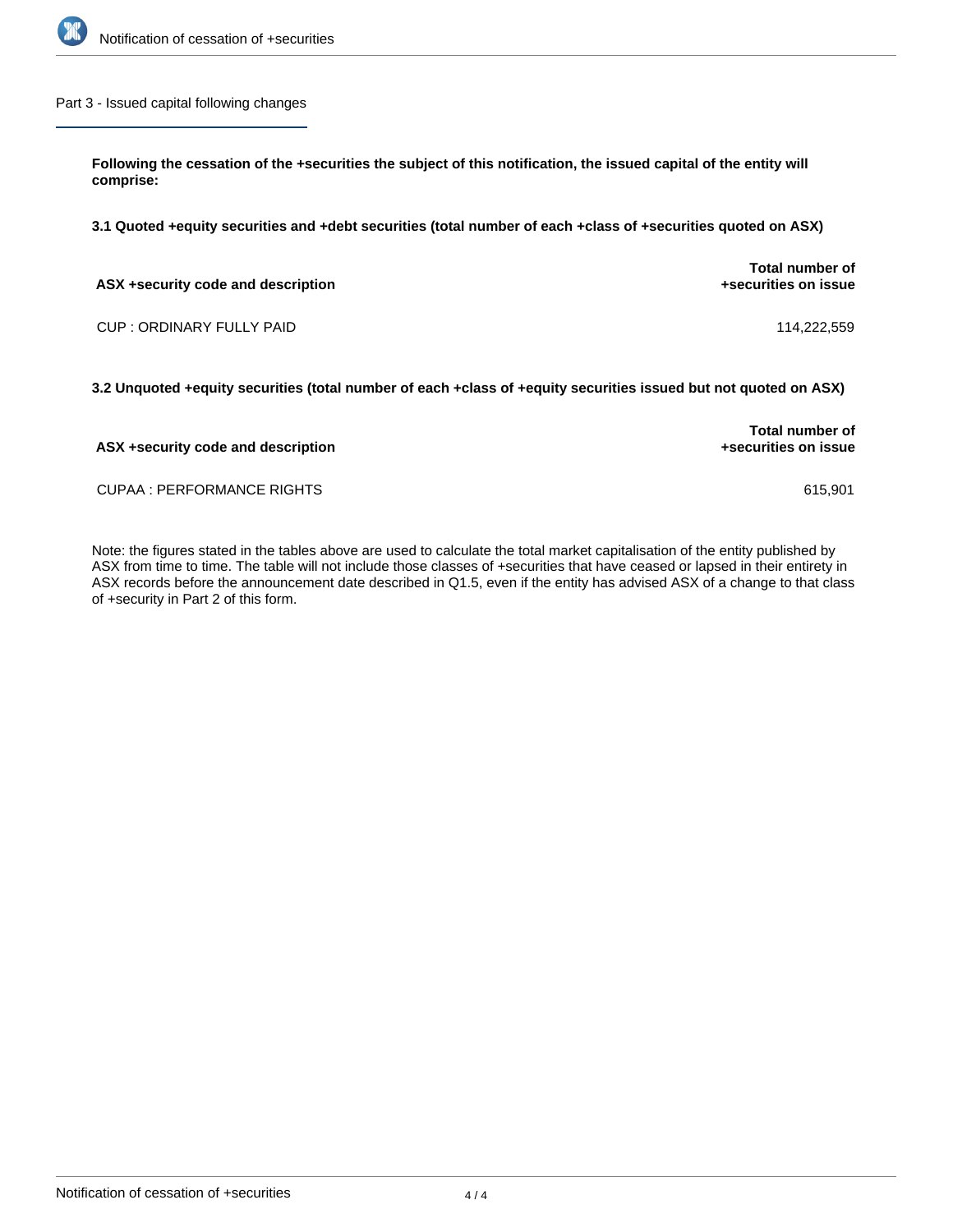## Part 3 - Issued capital following changes

**Following the cessation of the +securities the subject of this notification, the issued capital of the entity will comprise:**

**3.1 Quoted +equity securities and +debt securities (total number of each +class of +securities quoted on ASX)**

| ASX +security code and description | Total number of +securities on issue |
|---|---|
| CUP : ORDINARY FULLY PAID | 114,222,559 |

**3.2 Unquoted +equity securities (total number of each +class of +equity securities issued but not quoted on ASX)**

| ASX +security code and description | Total number of +securities on issue |
|---|---|
| CUPAA : PERFORMANCE RIGHTS | 615,901 |

Note: the figures stated in the tables above are used to calculate the total market capitalisation of the entity published by ASX from time to time. The table will not include those classes of +securities that have ceased or lapsed in their entirety in ASX records before the announcement date described in Q1.5, even if the entity has advised ASX of a change to that class of +security in Part 2 of this form.